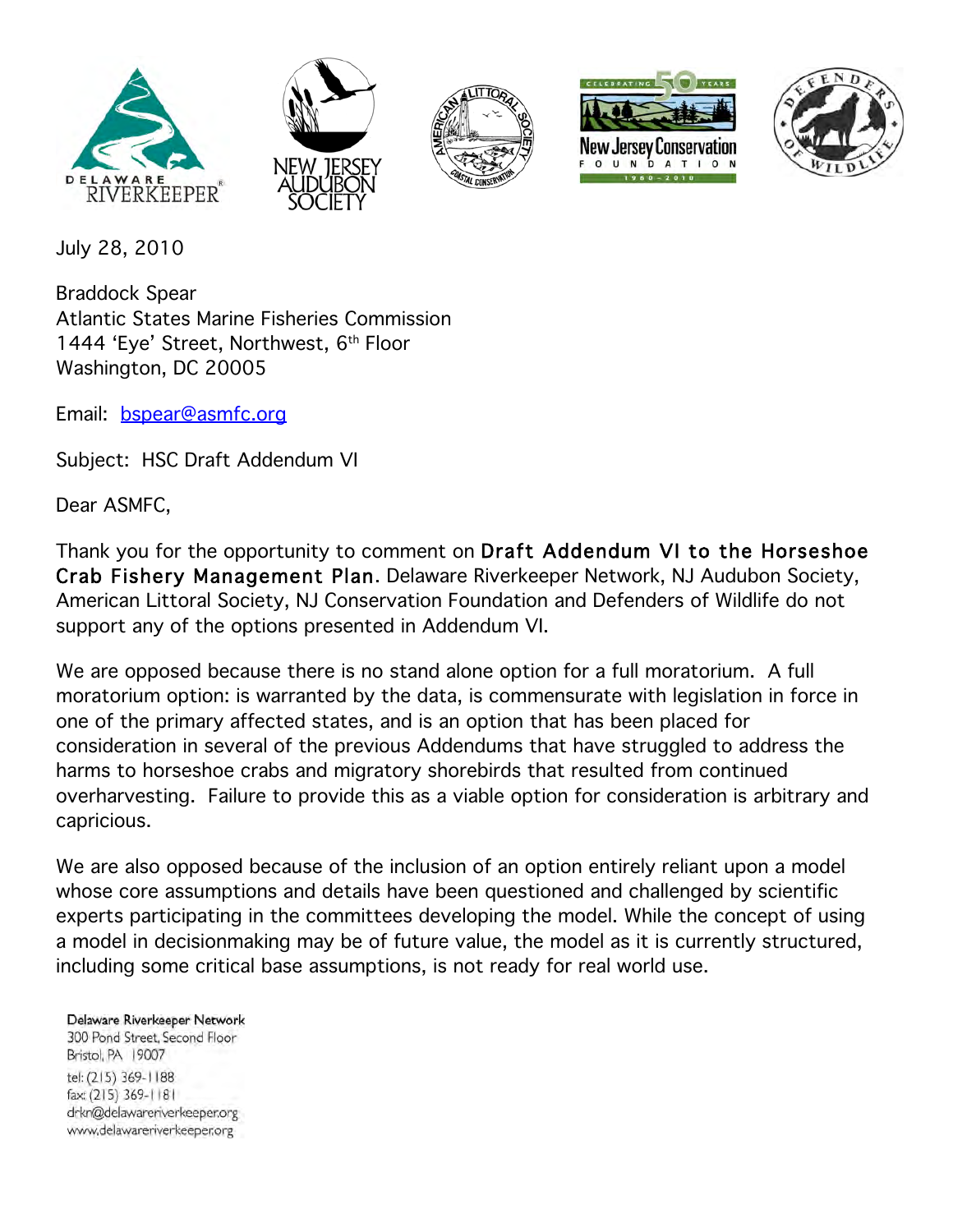DELAWARE RIVERKEEPER

NEW JERSEY AUDUBON SOCIETY

AMERICAN LITTORAL SOCIETY COASTAL CONSERVATION

CELEBRATING 50 YEARS New Jersey Conservation FOUNDATION 1960 – 2010

DEFENDERS OF WILDLIFE

July 28, 2010

Braddock Spear
Atlantic States Marine Fisheries Commission
1444 'Eye' Street, Northwest, 6th Floor
Washington, DC 20005

Email: bspear@asmfc.org

Subject: HSC Draft Addendum VI

Dear ASMFC,

Thank you for the opportunity to comment on **Draft Addendum VI to the Horseshoe Crab Fishery Management Plan**. Delaware Riverkeeper Network, NJ Audubon Society, American Littoral Society, NJ Conservation Foundation and Defenders of Wildlife do not support any of the options presented in Addendum VI.

We are opposed because there is no stand alone option for a full moratorium. A full moratorium option: is warranted by the data, is commensurate with legislation in force in one of the primary affected states, and is an option that has been placed for consideration in several of the previous Addendums that have struggled to address the harms to horseshoe crabs and migratory shorebirds that resulted from continued overharvesting. Failure to provide this as a viable option for consideration is arbitrary and capricious.

We are also opposed because of the inclusion of an option entirely reliant upon a model whose core assumptions and details have been questioned and challenged by scientific experts participating in the committees developing the model. While the concept of using a model in decisionmaking may be of future value, the model as it is currently structured, including some critical base assumptions, is not ready for real world use.

Delaware Riverkeeper Network
300 Pond Street, Second Floor
Bristol, PA 19007
tel: (215) 369-1188
fax: (215) 369-1181
drkn@delawareriverkeeper.org
www.delawareriverkeeper.org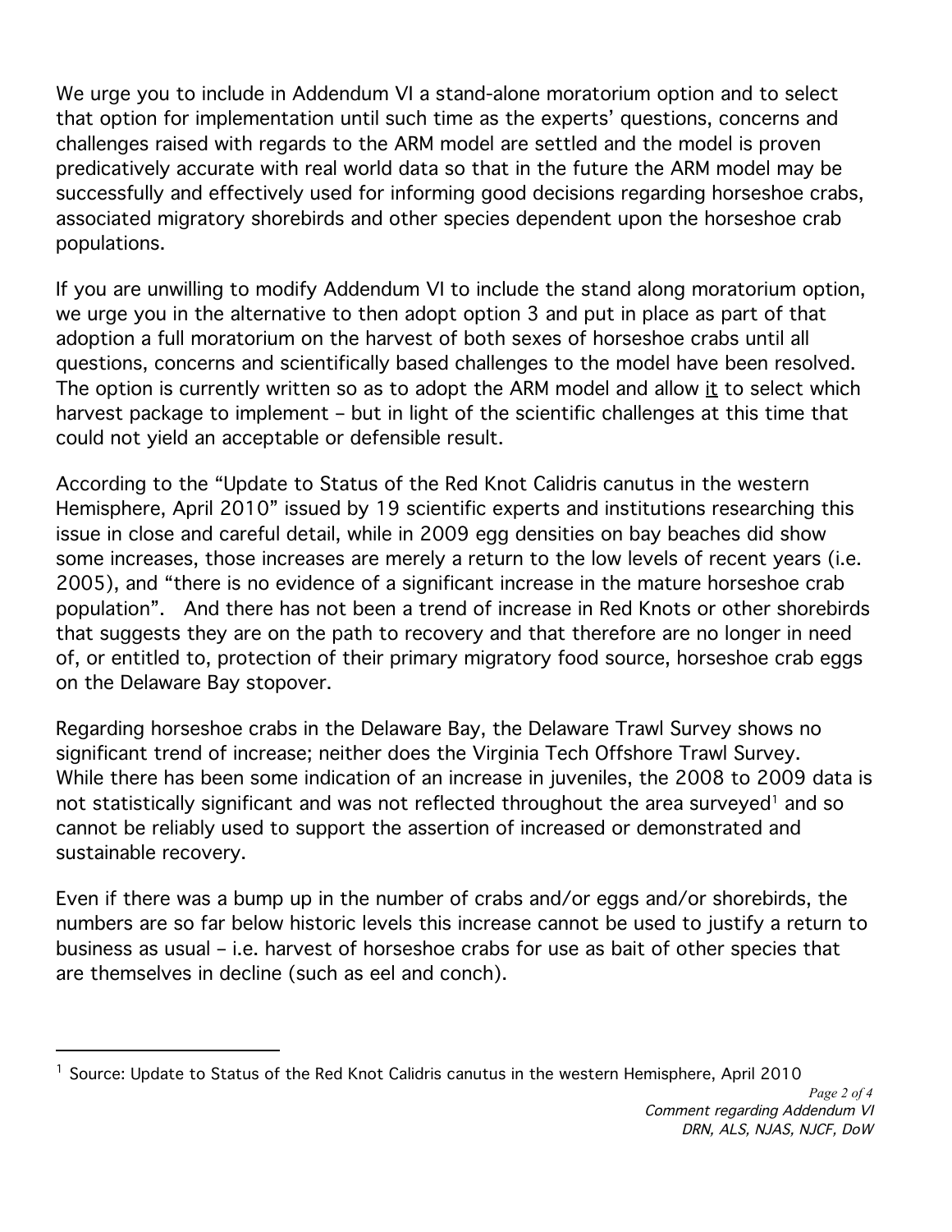We urge you to include in Addendum VI a stand-alone moratorium option and to select that option for implementation until such time as the experts' questions, concerns and challenges raised with regards to the ARM model are settled and the model is proven predicatively accurate with real world data so that in the future the ARM model may be successfully and effectively used for informing good decisions regarding horseshoe crabs, associated migratory shorebirds and other species dependent upon the horseshoe crab populations.

If you are unwilling to modify Addendum VI to include the stand along moratorium option, we urge you in the alternative to then adopt option 3 and put in place as part of that adoption a full moratorium on the harvest of both sexes of horseshoe crabs until all questions, concerns and scientifically based challenges to the model have been resolved. The option is currently written so as to adopt the ARM model and allow <u>it</u> to select which harvest package to implement – but in light of the scientific challenges at this time that could not yield an acceptable or defensible result.

According to the "Update to Status of the Red Knot Calidris canutus in the western Hemisphere, April 2010" issued by 19 scientific experts and institutions researching this issue in close and careful detail, while in 2009 egg densities on bay beaches did show some increases, those increases are merely a return to the low levels of recent years (i.e. 2005), and "there is no evidence of a significant increase in the mature horseshoe crab population". And there has not been a trend of increase in Red Knots or other shorebirds that suggests they are on the path to recovery and that therefore are no longer in need of, or entitled to, protection of their primary migratory food source, horseshoe crab eggs on the Delaware Bay stopover.

Regarding horseshoe crabs in the Delaware Bay, the Delaware Trawl Survey shows no significant trend of increase; neither does the Virginia Tech Offshore Trawl Survey. While there has been some indication of an increase in juveniles, the 2008 to 2009 data is not statistically significant and was not reflected throughout the area surveyed[1] and so cannot be reliably used to support the assertion of increased or demonstrated and sustainable recovery.

Even if there was a bump up in the number of crabs and/or eggs and/or shorebirds, the numbers are so far below historic levels this increase cannot be used to justify a return to business as usual – i.e. harvest of horseshoe crabs for use as bait of other species that are themselves in decline (such as eel and conch).

---

[1] Source: Update to Status of the Red Knot Calidris canutus in the western Hemisphere, April 2010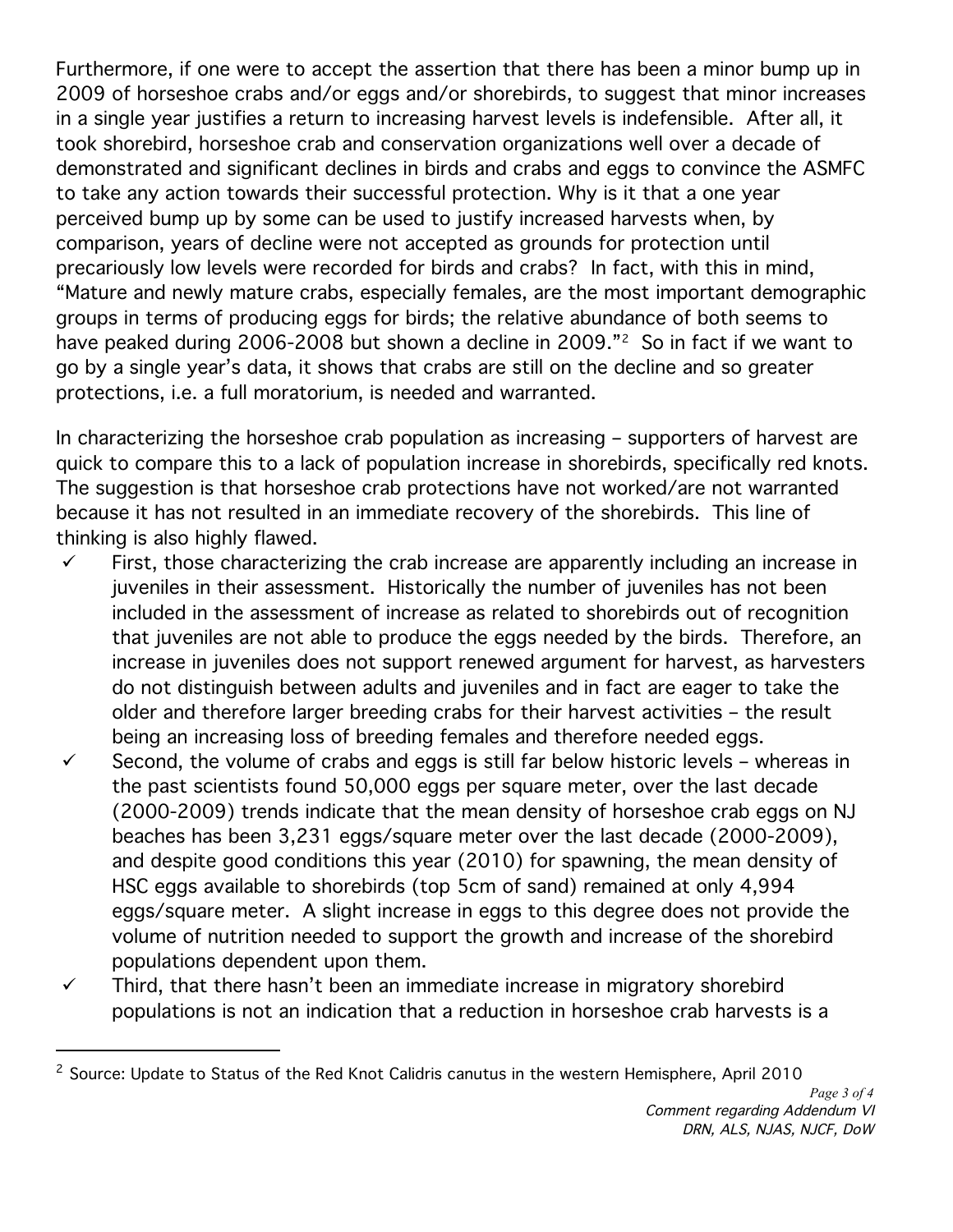Furthermore, if one were to accept the assertion that there has been a minor bump up in 2009 of horseshoe crabs and/or eggs and/or shorebirds, to suggest that minor increases in a single year justifies a return to increasing harvest levels is indefensible. After all, it took shorebird, horseshoe crab and conservation organizations well over a decade of demonstrated and significant declines in birds and crabs and eggs to convince the ASMFC to take any action towards their successful protection. Why is it that a one year perceived bump up by some can be used to justify increased harvests when, by comparison, years of decline were not accepted as grounds for protection until precariously low levels were recorded for birds and crabs? In fact, with this in mind, "Mature and newly mature crabs, especially females, are the most important demographic groups in terms of producing eggs for birds; the relative abundance of both seems to have peaked during 2006-2008 but shown a decline in 2009."[2] So in fact if we want to go by a single year's data, it shows that crabs are still on the decline and so greater protections, i.e. a full moratorium, is needed and warranted.

In characterizing the horseshoe crab population as increasing – supporters of harvest are quick to compare this to a lack of population increase in shorebirds, specifically red knots. The suggestion is that horseshoe crab protections have not worked/are not warranted because it has not resulted in an immediate recovery of the shorebirds. This line of thinking is also highly flawed.

- ✓ First, those characterizing the crab increase are apparently including an increase in juveniles in their assessment. Historically the number of juveniles has not been included in the assessment of increase as related to shorebirds out of recognition that juveniles are not able to produce the eggs needed by the birds. Therefore, an increase in juveniles does not support renewed argument for harvest, as harvesters do not distinguish between adults and juveniles and in fact are eager to take the older and therefore larger breeding crabs for their harvest activities – the result being an increasing loss of breeding females and therefore needed eggs.
- ✓ Second, the volume of crabs and eggs is still far below historic levels – whereas in the past scientists found 50,000 eggs per square meter, over the last decade (2000-2009) trends indicate that the mean density of horseshoe crab eggs on NJ beaches has been 3,231 eggs/square meter over the last decade (2000-2009), and despite good conditions this year (2010) for spawning, the mean density of HSC eggs available to shorebirds (top 5cm of sand) remained at only 4,994 eggs/square meter. A slight increase in eggs to this degree does not provide the volume of nutrition needed to support the growth and increase of the shorebird populations dependent upon them.
- ✓ Third, that there hasn't been an immediate increase in migratory shorebird populations is not an indication that a reduction in horseshoe crab harvests is a

---

[2] Source: Update to Status of the Red Knot Calidris canutus in the western Hemisphere, April 2010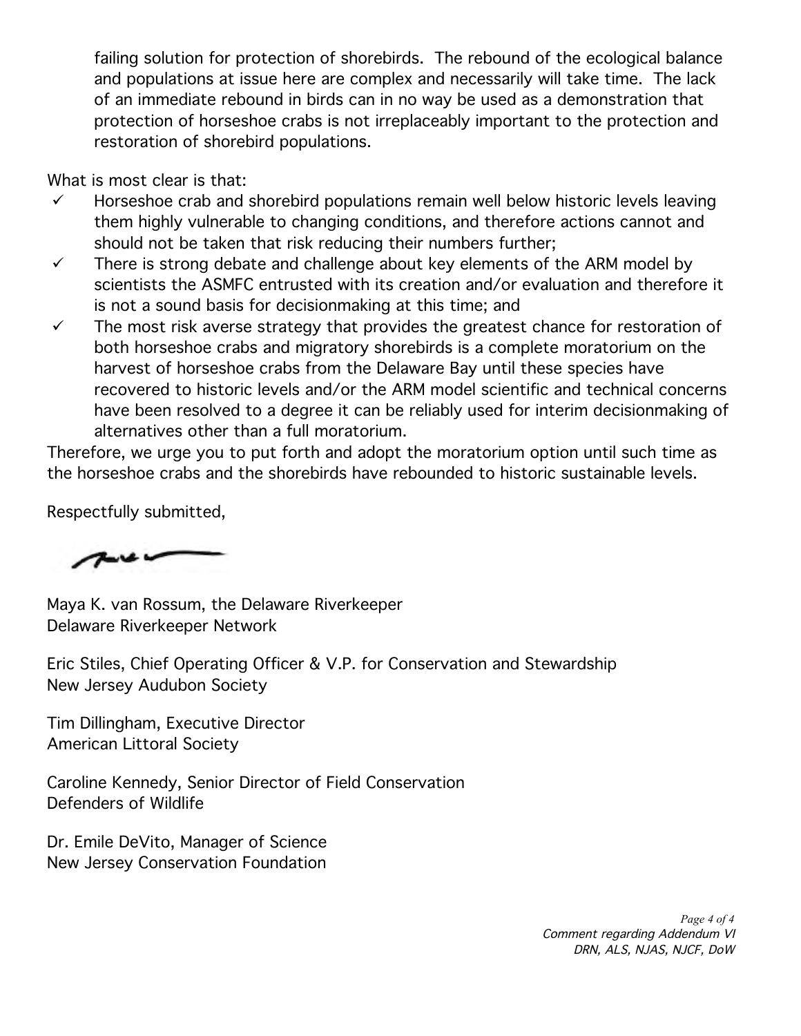failing solution for protection of shorebirds. The rebound of the ecological balance and populations at issue here are complex and necessarily will take time. The lack of an immediate rebound in birds can in no way be used as a demonstration that protection of horseshoe crabs is not irreplaceably important to the protection and restoration of shorebird populations.

What is most clear is that:

- ✓ Horseshoe crab and shorebird populations remain well below historic levels leaving them highly vulnerable to changing conditions, and therefore actions cannot and should not be taken that risk reducing their numbers further;
- ✓ There is strong debate and challenge about key elements of the ARM model by scientists the ASMFC entrusted with its creation and/or evaluation and therefore it is not a sound basis for decisionmaking at this time; and
- ✓ The most risk averse strategy that provides the greatest chance for restoration of both horseshoe crabs and migratory shorebirds is a complete moratorium on the harvest of horseshoe crabs from the Delaware Bay until these species have recovered to historic levels and/or the ARM model scientific and technical concerns have been resolved to a degree it can be reliably used for interim decisionmaking of alternatives other than a full moratorium.

Therefore, we urge you to put forth and adopt the moratorium option until such time as the horseshoe crabs and the shorebirds have rebounded to historic sustainable levels.

Respectfully submitted,

Maya K. van Rossum, the Delaware Riverkeeper
Delaware Riverkeeper Network

Eric Stiles, Chief Operating Officer & V.P. for Conservation and Stewardship
New Jersey Audubon Society

Tim Dillingham, Executive Director
American Littoral Society

Caroline Kennedy, Senior Director of Field Conservation
Defenders of Wildlife

Dr. Emile DeVito, Manager of Science
New Jersey Conservation Foundation